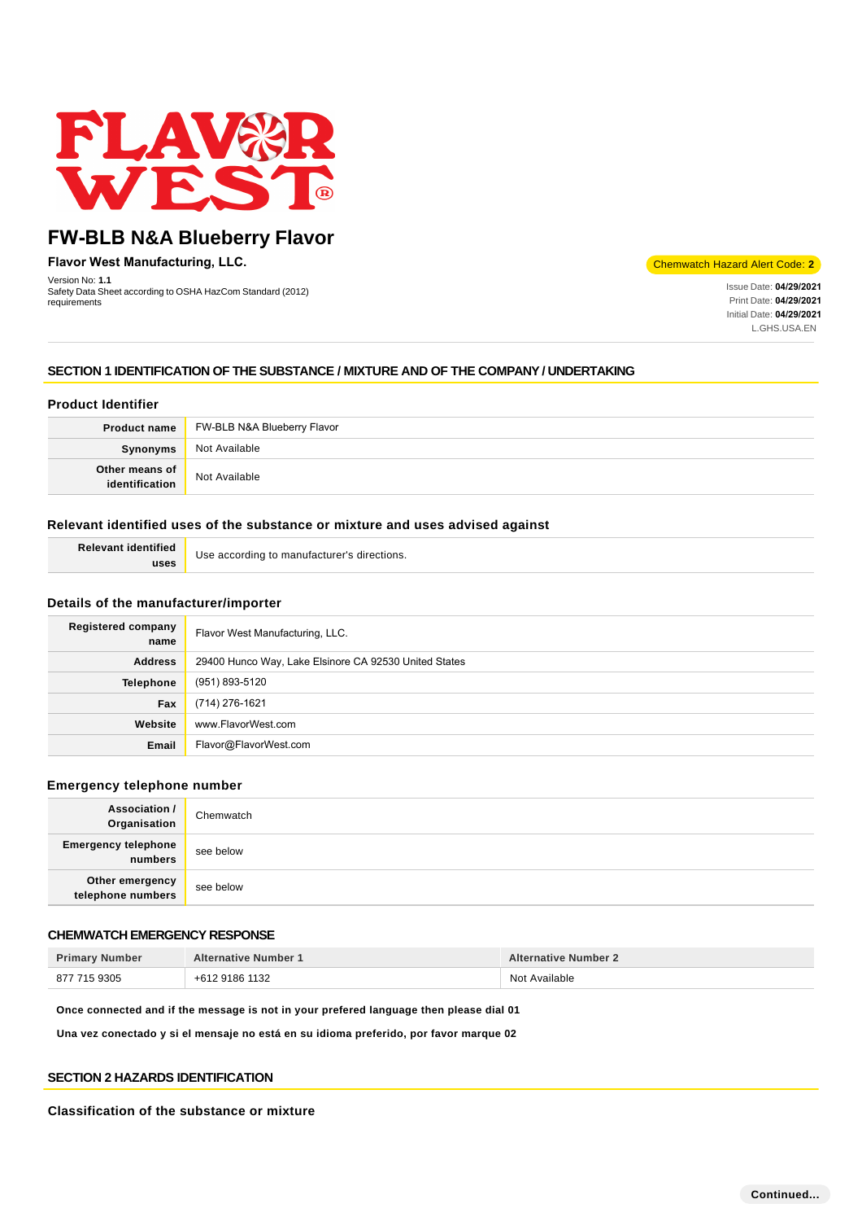# FW-BLB N&A Blueberry Flavor

**Flavor West Manufacturing, LLC.**

Version No: **1.1**
Safety Data Sheet according to OSHA HazCom Standard (2012) requirements

Chemwatch Hazard Alert Code: **2**

Issue Date: **04/29/2021**
Print Date: **04/29/2021**
Initial Date: **04/29/2021**
L.GHS.USA.EN

## SECTION 1 IDENTIFICATION OF THE SUBSTANCE / MIXTURE AND OF THE COMPANY / UNDERTAKING

### Product Identifier

| | |
|---|---|
| **Product name** | FW-BLB N&A Blueberry Flavor |
| **Synonyms** | Not Available |
| **Other means of identification** | Not Available |

### Relevant identified uses of the substance or mixture and uses advised against

| | |
|---|---|
| **Relevant identified uses** | Use according to manufacturer's directions. |

### Details of the manufacturer/importer

| | |
|---|---|
| **Registered company name** | Flavor West Manufacturing, LLC. |
| **Address** | 29400 Hunco Way, Lake Elsinore CA 92530 United States |
| **Telephone** | (951) 893-5120 |
| **Fax** | (714) 276-1621 |
| **Website** | www.FlavorWest.com |
| **Email** | Flavor@FlavorWest.com |

### Emergency telephone number

| | |
|---|---|
| **Association / Organisation** | Chemwatch |
| **Emergency telephone numbers** | see below |
| **Other emergency telephone numbers** | see below |

### CHEMWATCH EMERGENCY RESPONSE

| Primary Number | Alternative Number 1 | Alternative Number 2 |
|---|---|---|
| 877 715 9305 | +612 9186 1132 | Not Available |

**Once connected and if the message is not in your prefered language then please dial 01**

**Una vez conectado y si el mensaje no está en su idioma preferido, por favor marque 02**

## SECTION 2 HAZARDS IDENTIFICATION

### Classification of the substance or mixture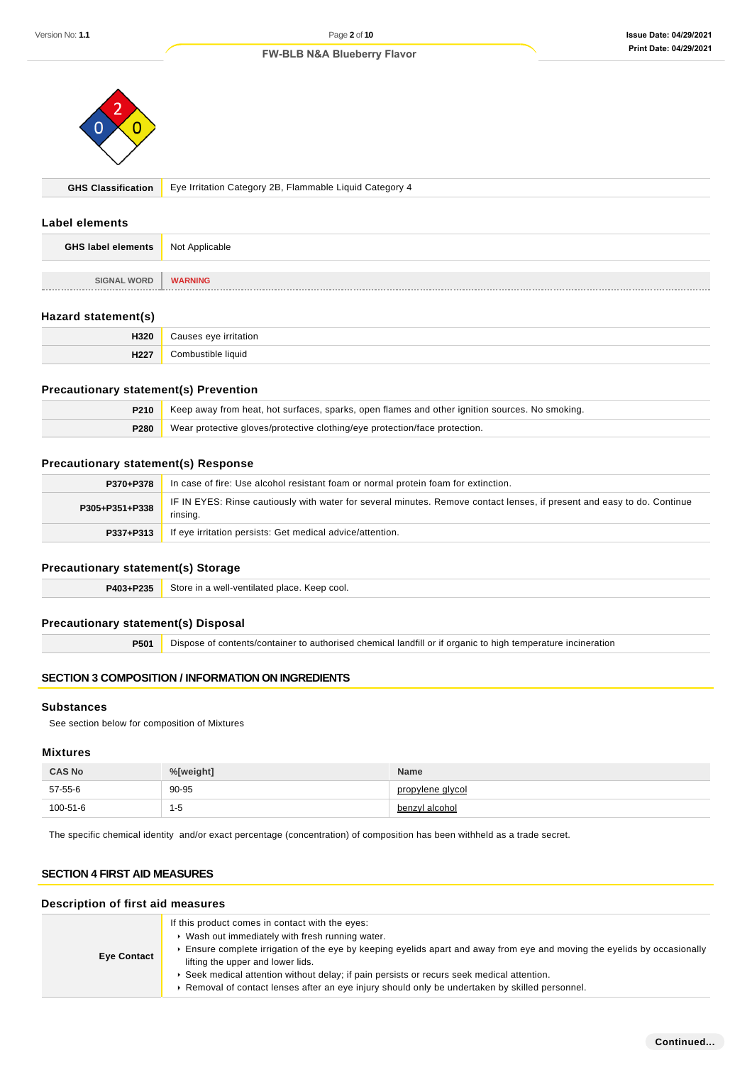| GHS Classification | Eye Irritation Category 2B, Flammable Liquid Category 4 |
|---|---|

## Label elements

| GHS label elements | Not Applicable |
|---|---|

| SIGNAL WORD | WARNING |
|---|---|

## Hazard statement(s)

| | |
|---|---|
| H320 | Causes eye irritation |
| H227 | Combustible liquid |

## Precautionary statement(s) Prevention

| | |
|---|---|
| P210 | Keep away from heat, hot surfaces, sparks, open flames and other ignition sources. No smoking. |
| P280 | Wear protective gloves/protective clothing/eye protection/face protection. |

## Precautionary statement(s) Response

| | |
|---|---|
| P370+P378 | In case of fire: Use alcohol resistant foam or normal protein foam for extinction. |
| P305+P351+P338 | IF IN EYES: Rinse cautiously with water for several minutes. Remove contact lenses, if present and easy to do. Continue rinsing. |
| P337+P313 | If eye irritation persists: Get medical advice/attention. |

## Precautionary statement(s) Storage

| | |
|---|---|
| P403+P235 | Store in a well-ventilated place. Keep cool. |

## Precautionary statement(s) Disposal

| | |
|---|---|
| P501 | Dispose of contents/container to authorised chemical landfill or if organic to high temperature incineration |

# SECTION 3 COMPOSITION / INFORMATION ON INGREDIENTS

## Substances

See section below for composition of Mixtures

## Mixtures

| CAS No | %[weight] | Name |
|---|---|---|
| 57-55-6 | 90-95 | propylene glycol |
| 100-51-6 | 1-5 | benzyl alcohol |

The specific chemical identity and/or exact percentage (concentration) of composition has been withheld as a trade secret.

# SECTION 4 FIRST AID MEASURES

## Description of first aid measures

| | |
|---|---|
| Eye Contact | If this product comes in contact with the eyes:<br>▸ Wash out immediately with fresh running water.<br>▸ Ensure complete irrigation of the eye by keeping eyelids apart and away from eye and moving the eyelids by occasionally lifting the upper and lower lids.<br>▸ Seek medical attention without delay; if pain persists or recurs seek medical attention.<br>▸ Removal of contact lenses after an eye injury should only be undertaken by skilled personnel. |

Continued...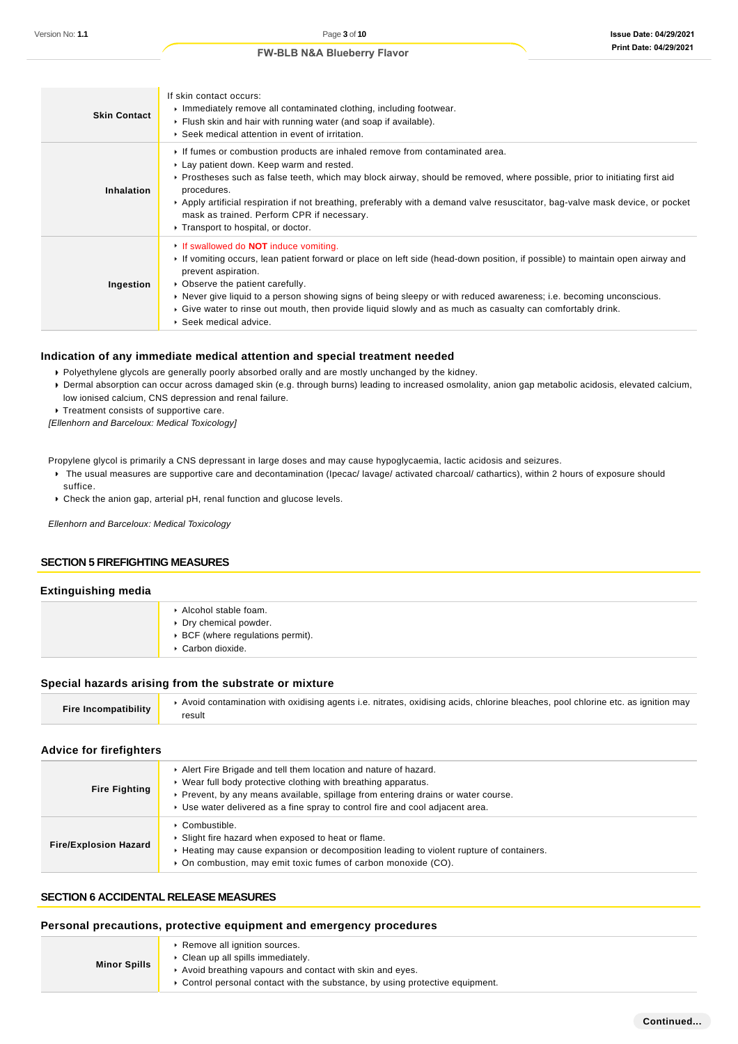| | |
|---|---|
| **Skin Contact** | If skin contact occurs:<br>▸ Immediately remove all contaminated clothing, including footwear.<br>▸ Flush skin and hair with running water (and soap if available).<br>▸ Seek medical attention in event of irritation. |
| **Inhalation** | ▸ If fumes or combustion products are inhaled remove from contaminated area.<br>▸ Lay patient down. Keep warm and rested.<br>▸ Prostheses such as false teeth, which may block airway, should be removed, where possible, prior to initiating first aid procedures.<br>▸ Apply artificial respiration if not breathing, preferably with a demand valve resuscitator, bag-valve mask device, or pocket mask as trained. Perform CPR if necessary.<br>▸ Transport to hospital, or doctor. |
| **Ingestion** | ▸ If swallowed do **NOT** induce vomiting.<br>▸ If vomiting occurs, lean patient forward or place on left side (head-down position, if possible) to maintain open airway and prevent aspiration.<br>▸ Observe the patient carefully.<br>▸ Never give liquid to a person showing signs of being sleepy or with reduced awareness; i.e. becoming unconscious.<br>▸ Give water to rinse out mouth, then provide liquid slowly and as much as casualty can comfortably drink.<br>▸ Seek medical advice. |

### Indication of any immediate medical attention and special treatment needed

- Polyethylene glycols are generally poorly absorbed orally and are mostly unchanged by the kidney.
- Dermal absorption can occur across damaged skin (e.g. through burns) leading to increased osmolality, anion gap metabolic acidosis, elevated calcium, low ionised calcium, CNS depression and renal failure.
- Treatment consists of supportive care.

*[Ellenhorn and Barceloux: Medical Toxicology]*

Propylene glycol is primarily a CNS depressant in large doses and may cause hypoglycaemia, lactic acidosis and seizures.

- The usual measures are supportive care and decontamination (Ipecac/ lavage/ activated charcoal/ cathartics), within 2 hours of exposure should suffice.
- Check the anion gap, arterial pH, renal function and glucose levels.

*Ellenhorn and Barceloux: Medical Toxicology*

## SECTION 5 FIREFIGHTING MEASURES

### Extinguishing media

| | |
|---|---|
| | ▸ Alcohol stable foam.<br>▸ Dry chemical powder.<br>▸ BCF (where regulations permit).<br>▸ Carbon dioxide. |

### Special hazards arising from the substrate or mixture

| | |
|---|---|
| **Fire Incompatibility** | ▸ Avoid contamination with oxidising agents i.e. nitrates, oxidising acids, chlorine bleaches, pool chlorine etc. as ignition may result |

### Advice for firefighters

| | |
|---|---|
| **Fire Fighting** | ▸ Alert Fire Brigade and tell them location and nature of hazard.<br>▸ Wear full body protective clothing with breathing apparatus.<br>▸ Prevent, by any means available, spillage from entering drains or water course.<br>▸ Use water delivered as a fine spray to control fire and cool adjacent area. |
| **Fire/Explosion Hazard** | ▸ Combustible.<br>▸ Slight fire hazard when exposed to heat or flame.<br>▸ Heating may cause expansion or decomposition leading to violent rupture of containers.<br>▸ On combustion, may emit toxic fumes of carbon monoxide (CO). |

## SECTION 6 ACCIDENTAL RELEASE MEASURES

### Personal precautions, protective equipment and emergency procedures

| | |
|---|---|
| **Minor Spills** | ▸ Remove all ignition sources.<br>▸ Clean up all spills immediately.<br>▸ Avoid breathing vapours and contact with skin and eyes.<br>▸ Control personal contact with the substance, by using protective equipment. |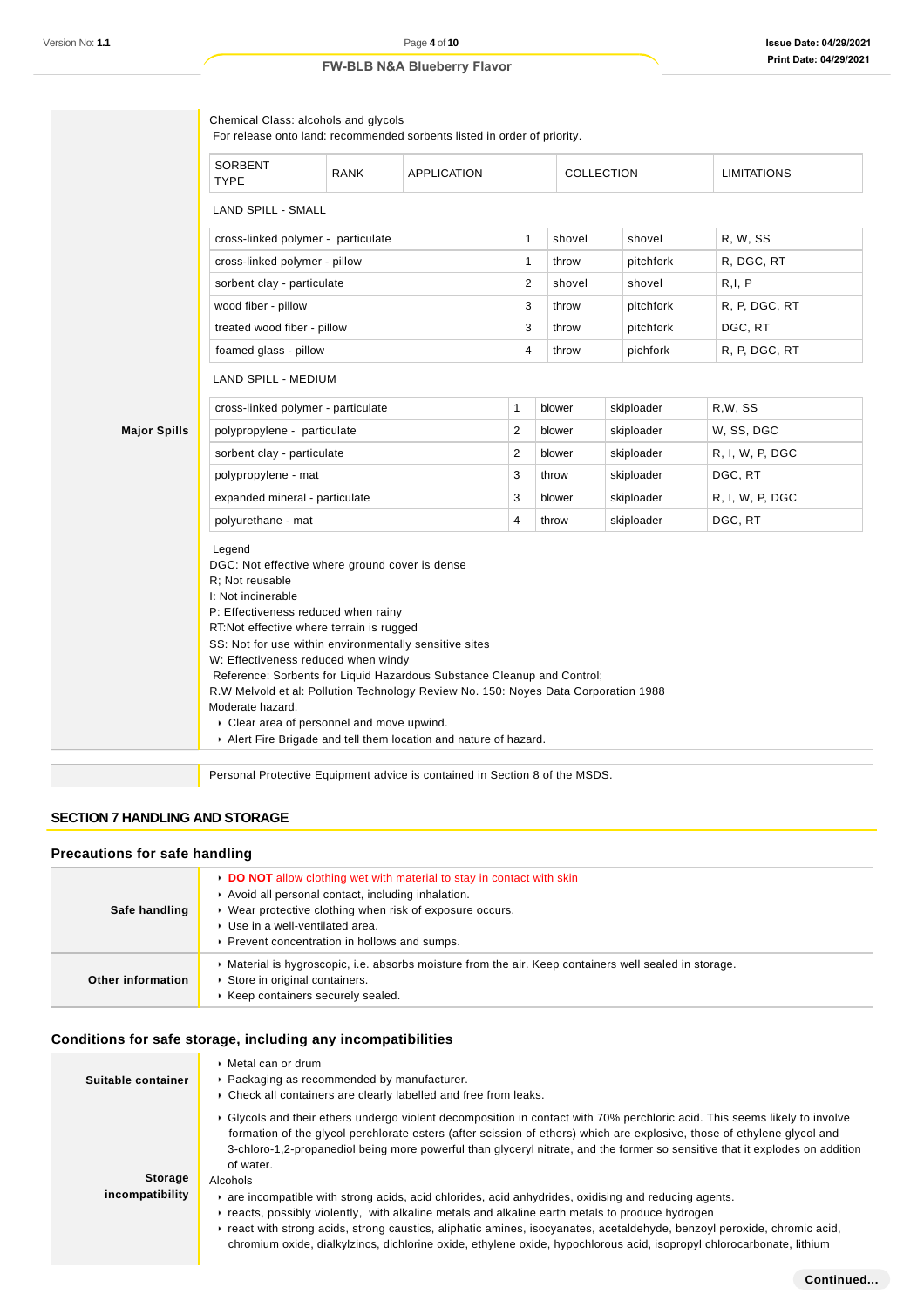**Major Spills**

Chemical Class: alcohols and glycols
For release onto land: recommended sorbents listed in order of priority.

| SORBENT TYPE | RANK | APPLICATION | COLLECTION | LIMITATIONS |
|---|---|---|---|---|
| LAND SPILL - SMALL | | | | |
| cross-linked polymer - particulate | 1 | shovel | shovel | R, W, SS |
| cross-linked polymer - pillow | 1 | throw | pitchfork | R, DGC, RT |
| sorbent clay - particulate | 2 | shovel | shovel | R,I, P |
| wood fiber - pillow | 3 | throw | pitchfork | R, P, DGC, RT |
| treated wood fiber - pillow | 3 | throw | pitchfork | DGC, RT |
| foamed glass - pillow | 4 | throw | pichfork | R, P, DGC, RT |
| LAND SPILL - MEDIUM | | | | |
| cross-linked polymer - particulate | 1 | blower | skiploader | R,W, SS |
| polypropylene - particulate | 2 | blower | skiploader | W, SS, DGC |
| sorbent clay - particulate | 2 | blower | skiploader | R, I, W, P, DGC |
| polypropylene - mat | 3 | throw | skiploader | DGC, RT |
| expanded mineral - particulate | 3 | blower | skiploader | R, I, W, P, DGC |
| polyurethane - mat | 4 | throw | skiploader | DGC, RT |

Legend
DGC: Not effective where ground cover is dense
R; Not reusable
I: Not incinerable
P: Effectiveness reduced when rainy
RT:Not effective where terrain is rugged
SS: Not for use within environmentally sensitive sites
W: Effectiveness reduced when windy
Reference: Sorbents for Liquid Hazardous Substance Cleanup and Control;
R.W Melvold et al: Pollution Technology Review No. 150: Noyes Data Corporation 1988
Moderate hazard.

- Clear area of personnel and move upwind.
- Alert Fire Brigade and tell them location and nature of hazard.

Personal Protective Equipment advice is contained in Section 8 of the MSDS.

## SECTION 7 HANDLING AND STORAGE

### Precautions for safe handling

**Safe handling**

- **DO NOT** allow clothing wet with material to stay in contact with skin
- Avoid all personal contact, including inhalation.
- Wear protective clothing when risk of exposure occurs.
- Use in a well-ventilated area.
- Prevent concentration in hollows and sumps.

**Other information**

- Material is hygroscopic, i.e. absorbs moisture from the air. Keep containers well sealed in storage.
- Store in original containers.
- Keep containers securely sealed.

### Conditions for safe storage, including any incompatibilities

**Suitable container**

- Metal can or drum
- Packaging as recommended by manufacturer.
- Check all containers are clearly labelled and free from leaks.

**Storage incompatibility**

- Glycols and their ethers undergo violent decomposition in contact with 70% perchloric acid. This seems likely to involve formation of the glycol perchlorate esters (after scission of ethers) which are explosive, those of ethylene glycol and 3-chloro-1,2-propanediol being more powerful than glyceryl nitrate, and the former so sensitive that it explodes on addition of water.

Alcohols

- are incompatible with strong acids, acid chlorides, acid anhydrides, oxidising and reducing agents.
- reacts, possibly violently, with alkaline metals and alkaline earth metals to produce hydrogen
- react with strong acids, strong caustics, aliphatic amines, isocyanates, acetaldehyde, benzoyl peroxide, chromic acid, chromium oxide, dialkylzincs, dichlorine oxide, ethylene oxide, hypochlorous acid, isopropyl chlorocarbonate, lithium

**Continued...**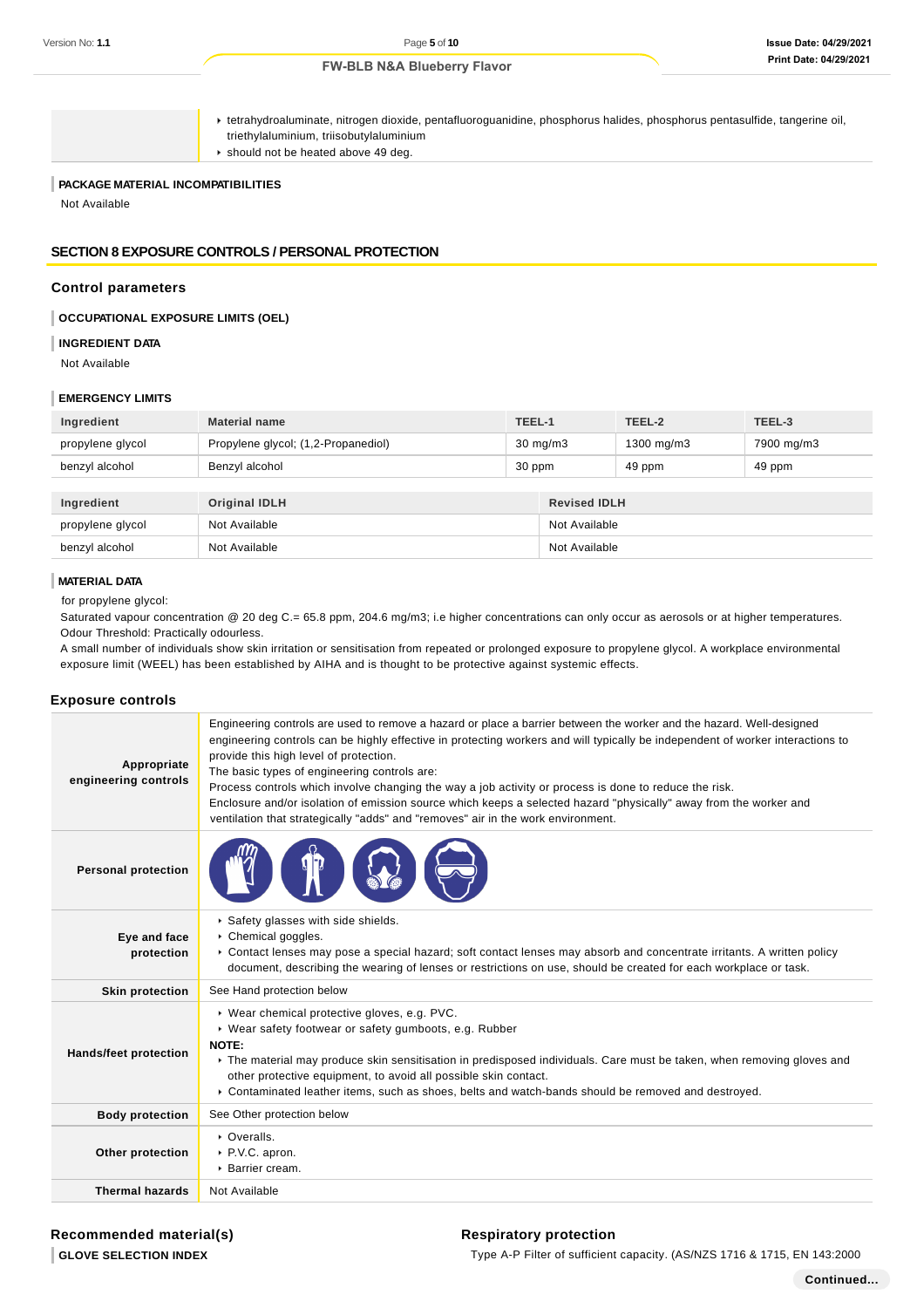| | |
|---|---|
| | ▸ tetrahydroaluminate, nitrogen dioxide, pentafluoroguanidine, phosphorus halides, phosphorus pentasulfide, tangerine oil, triethylaluminium, triisobutylaluminium<br>▸ should not be heated above 49 deg. |

### PACKAGE MATERIAL INCOMPATIBILITIES

Not Available

## SECTION 8 EXPOSURE CONTROLS / PERSONAL PROTECTION

### Control parameters

#### OCCUPATIONAL EXPOSURE LIMITS (OEL)

#### INGREDIENT DATA

Not Available

#### EMERGENCY LIMITS

| Ingredient | Material name | TEEL-1 | TEEL-2 | TEEL-3 |
|---|---|---|---|---|
| propylene glycol | Propylene glycol; (1,2-Propanediol) | 30 mg/m3 | 1300 mg/m3 | 7900 mg/m3 |
| benzyl alcohol | Benzyl alcohol | 30 ppm | 49 ppm | 49 ppm |

| Ingredient | Original IDLH | Revised IDLH |
|---|---|---|
| propylene glycol | Not Available | Not Available |
| benzyl alcohol | Not Available | Not Available |

#### MATERIAL DATA

for propylene glycol:

Saturated vapour concentration @ 20 deg C.= 65.8 ppm, 204.6 mg/m3; i.e higher concentrations can only occur as aerosols or at higher temperatures.
Odour Threshold: Practically odourless.
A small number of individuals show skin irritation or sensitisation from repeated or prolonged exposure to propylene glycol. A workplace environmental exposure limit (WEEL) has been established by AIHA and is thought to be protective against systemic effects.

### Exposure controls

| | |
|---|---|
| **Appropriate engineering controls** | Engineering controls are used to remove a hazard or place a barrier between the worker and the hazard. Well-designed engineering controls can be highly effective in protecting workers and will typically be independent of worker interactions to provide this high level of protection.<br>The basic types of engineering controls are:<br>Process controls which involve changing the way a job activity or process is done to reduce the risk.<br>Enclosure and/or isolation of emission source which keeps a selected hazard "physically" away from the worker and ventilation that strategically "adds" and "removes" air in the work environment. |
| **Personal protection** | |
| **Eye and face protection** | ▸ Safety glasses with side shields.<br>▸ Chemical goggles.<br>▸ Contact lenses may pose a special hazard; soft contact lenses may absorb and concentrate irritants. A written policy document, describing the wearing of lenses or restrictions on use, should be created for each workplace or task. |
| **Skin protection** | See Hand protection below |
| **Hands/feet protection** | ▸ Wear chemical protective gloves, e.g. PVC.<br>▸ Wear safety footwear or safety gumboots, e.g. Rubber<br>**NOTE:**<br>▸ The material may produce skin sensitisation in predisposed individuals. Care must be taken, when removing gloves and other protective equipment, to avoid all possible skin contact.<br>▸ Contaminated leather items, such as shoes, belts and watch-bands should be removed and destroyed. |
| **Body protection** | See Other protection below |
| **Other protection** | ▸ Overalls.<br>▸ P.V.C. apron.<br>▸ Barrier cream. |
| **Thermal hazards** | Not Available |

### Recommended material(s)

#### GLOVE SELECTION INDEX

### Respiratory protection

Type A-P Filter of sufficient capacity. (AS/NZS 1716 & 1715, EN 143:2000

Continued...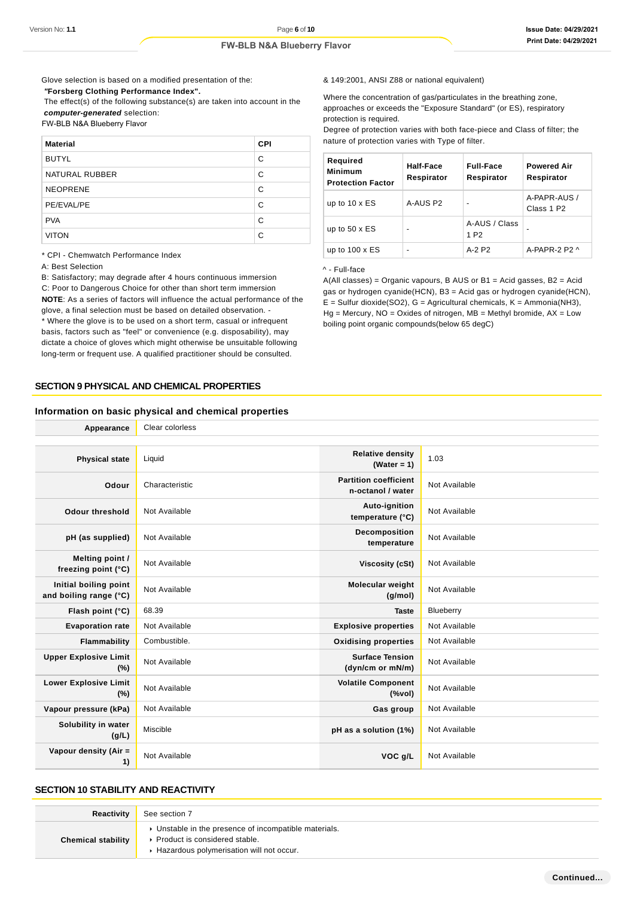Glove selection is based on a modified presentation of the:

***"Forsberg Clothing Performance Index".***

The effect(s) of the following substance(s) are taken into account in the ***computer-generated*** selection:

FW-BLB N&A Blueberry Flavor

| Material | CPI |
|---|---|
| BUTYL | C |
| NATURAL RUBBER | C |
| NEOPRENE | C |
| PE/EVAL/PE | C |
| PVA | C |
| VITON | C |

* CPI - Chemwatch Performance Index

A: Best Selection

B: Satisfactory; may degrade after 4 hours continuous immersion

C: Poor to Dangerous Choice for other than short term immersion

**NOTE**: As a series of factors will influence the actual performance of the glove, a final selection must be based on detailed observation. -

* Where the glove is to be used on a short term, casual or infrequent basis, factors such as "feel" or convenience (e.g. disposability), may dictate a choice of gloves which might otherwise be unsuitable following long-term or frequent use. A qualified practitioner should be consulted.

& 149:2001, ANSI Z88 or national equivalent)

Where the concentration of gas/particulates in the breathing zone, approaches or exceeds the "Exposure Standard" (or ES), respiratory protection is required.

Degree of protection varies with both face-piece and Class of filter; the nature of protection varies with Type of filter.

| Required Minimum Protection Factor | Half-Face Respirator | Full-Face Respirator | Powered Air Respirator |
|---|---|---|---|
| up to 10 x ES | A-AUS P2 | - | A-PAPR-AUS / Class 1 P2 |
| up to 50 x ES | - | A-AUS / Class 1 P2 | - |
| up to 100 x ES | - | A-2 P2 | A-PAPR-2 P2 ^ |

^ - Full-face

A(All classes) = Organic vapours, B AUS or B1 = Acid gasses, B2 = Acid gas or hydrogen cyanide(HCN), B3 = Acid gas or hydrogen cyanide(HCN), E = Sulfur dioxide(SO2), G = Agricultural chemicals, K = Ammonia(NH3), Hg = Mercury, NO = Oxides of nitrogen, MB = Methyl bromide, AX = Low boiling point organic compounds(below 65 degC)

## SECTION 9 PHYSICAL AND CHEMICAL PROPERTIES

### Information on basic physical and chemical properties

| | | | |
|---|---|---|---|
| **Appearance** | Clear colorless | | |
| **Physical state** | Liquid | **Relative density (Water = 1)** | 1.03 |
| **Odour** | Characteristic | **Partition coefficient n-octanol / water** | Not Available |
| **Odour threshold** | Not Available | **Auto-ignition temperature (°C)** | Not Available |
| **pH (as supplied)** | Not Available | **Decomposition temperature** | Not Available |
| **Melting point / freezing point (°C)** | Not Available | **Viscosity (cSt)** | Not Available |
| **Initial boiling point and boiling range (°C)** | Not Available | **Molecular weight (g/mol)** | Not Available |
| **Flash point (°C)** | 68.39 | **Taste** | Blueberry |
| **Evaporation rate** | Not Available | **Explosive properties** | Not Available |
| **Flammability** | Combustible. | **Oxidising properties** | Not Available |
| **Upper Explosive Limit (%)** | Not Available | **Surface Tension (dyn/cm or mN/m)** | Not Available |
| **Lower Explosive Limit (%)** | Not Available | **Volatile Component (%vol)** | Not Available |
| **Vapour pressure (kPa)** | Not Available | **Gas group** | Not Available |
| **Solubility in water (g/L)** | Miscible | **pH as a solution (1%)** | Not Available |
| **Vapour density (Air = 1)** | Not Available | **VOC g/L** | Not Available |

## SECTION 10 STABILITY AND REACTIVITY

| | |
|---|---|
| **Reactivity** | See section 7 |
| **Chemical stability** | ▸ Unstable in the presence of incompatible materials.<br>▸ Product is considered stable.<br>▸ Hazardous polymerisation will not occur. |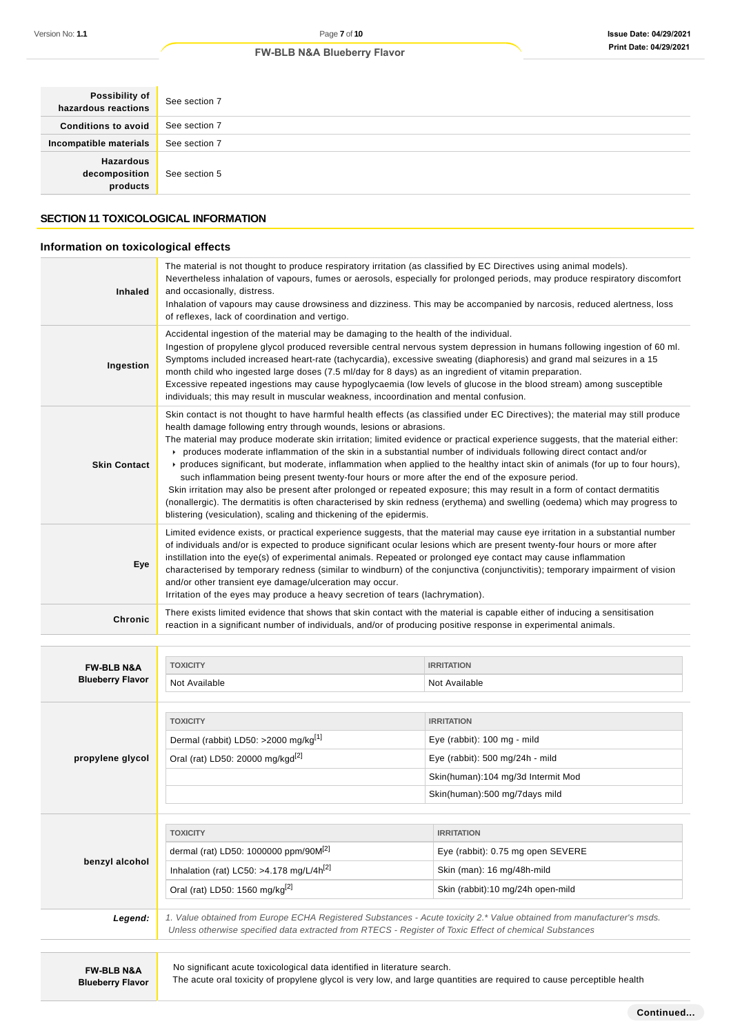| | |
|---|---|
| **Possibility of hazardous reactions** | See section 7 |
| **Conditions to avoid** | See section 7 |
| **Incompatible materials** | See section 7 |
| **Hazardous decomposition products** | See section 5 |

## SECTION 11 TOXICOLOGICAL INFORMATION

### Information on toxicological effects

| | |
|---|---|
| **Inhaled** | The material is not thought to produce respiratory irritation (as classified by EC Directives using animal models). Nevertheless inhalation of vapours, fumes or aerosols, especially for prolonged periods, may produce respiratory discomfort and occasionally, distress.<br>Inhalation of vapours may cause drowsiness and dizziness. This may be accompanied by narcosis, reduced alertness, loss of reflexes, lack of coordination and vertigo. |
| **Ingestion** | Accidental ingestion of the material may be damaging to the health of the individual.<br>Ingestion of propylene glycol produced reversible central nervous system depression in humans following ingestion of 60 ml. Symptoms included increased heart-rate (tachycardia), excessive sweating (diaphoresis) and grand mal seizures in a 15 month child who ingested large doses (7.5 ml/day for 8 days) as an ingredient of vitamin preparation.<br>Excessive repeated ingestions may cause hypoglycaemia (low levels of glucose in the blood stream) among susceptible individuals; this may result in muscular weakness, incoordination and mental confusion. |
| **Skin Contact** | Skin contact is not thought to have harmful health effects (as classified under EC Directives); the material may still produce health damage following entry through wounds, lesions or abrasions.<br>The material may produce moderate skin irritation; limited evidence or practical experience suggests, that the material either:<br>▸ produces moderate inflammation of the skin in a substantial number of individuals following direct contact and/or<br>▸ produces significant, but moderate, inflammation when applied to the healthy intact skin of animals (for up to four hours), such inflammation being present twenty-four hours or more after the end of the exposure period.<br>Skin irritation may also be present after prolonged or repeated exposure; this may result in a form of contact dermatitis (nonallergic). The dermatitis is often characterised by skin redness (erythema) and swelling (oedema) which may progress to blistering (vesiculation), scaling and thickening of the epidermis. |
| **Eye** | Limited evidence exists, or practical experience suggests, that the material may cause eye irritation in a substantial number of individuals and/or is expected to produce significant ocular lesions which are present twenty-four hours or more after instillation into the eye(s) of experimental animals. Repeated or prolonged eye contact may cause inflammation characterised by temporary redness (similar to windburn) of the conjunctiva (conjunctivitis); temporary impairment of vision and/or other transient eye damage/ulceration may occur.<br>Irritation of the eyes may produce a heavy secretion of tears (lachrymation). |
| **Chronic** | There exists limited evidence that shows that skin contact with the material is capable either of inducing a sensitisation reaction in a significant number of individuals, and/or of producing positive response in experimental animals. |

**FW-BLB N&A Blueberry Flavor**

| TOXICITY | IRRITATION |
|---|---|
| Not Available | Not Available |

**propylene glycol**

| TOXICITY | IRRITATION |
|---|---|
| Dermal (rabbit) LD50: >2000 mg/kg[1] | Eye (rabbit): 100 mg - mild |
| Oral (rat) LD50: 20000 mg/kgd[2] | Eye (rabbit): 500 mg/24h - mild |
| | Skin(human):104 mg/3d Intermit Mod |
| | Skin(human):500 mg/7days mild |

**benzyl alcohol**

| TOXICITY | IRRITATION |
|---|---|
| dermal (rat) LD50: 1000000 ppm/90M[2] | Eye (rabbit): 0.75 mg open SEVERE |
| Inhalation (rat) LC50: >4.178 mg/L/4h[2] | Skin (man): 16 mg/48h-mild |
| Oral (rat) LD50: 1560 mg/kg[2] | Skin (rabbit):10 mg/24h open-mild |

***Legend:*** *1. Value obtained from Europe ECHA Registered Substances - Acute toxicity 2.* Value obtained from manufacturer's msds. Unless otherwise specified data extracted from RTECS - Register of Toxic Effect of chemical Substances*

| | |
|---|---|
| **FW-BLB N&A Blueberry Flavor** | No significant acute toxicological data identified in literature search.<br>The acute oral toxicity of propylene glycol is very low, and large quantities are required to cause perceptible health |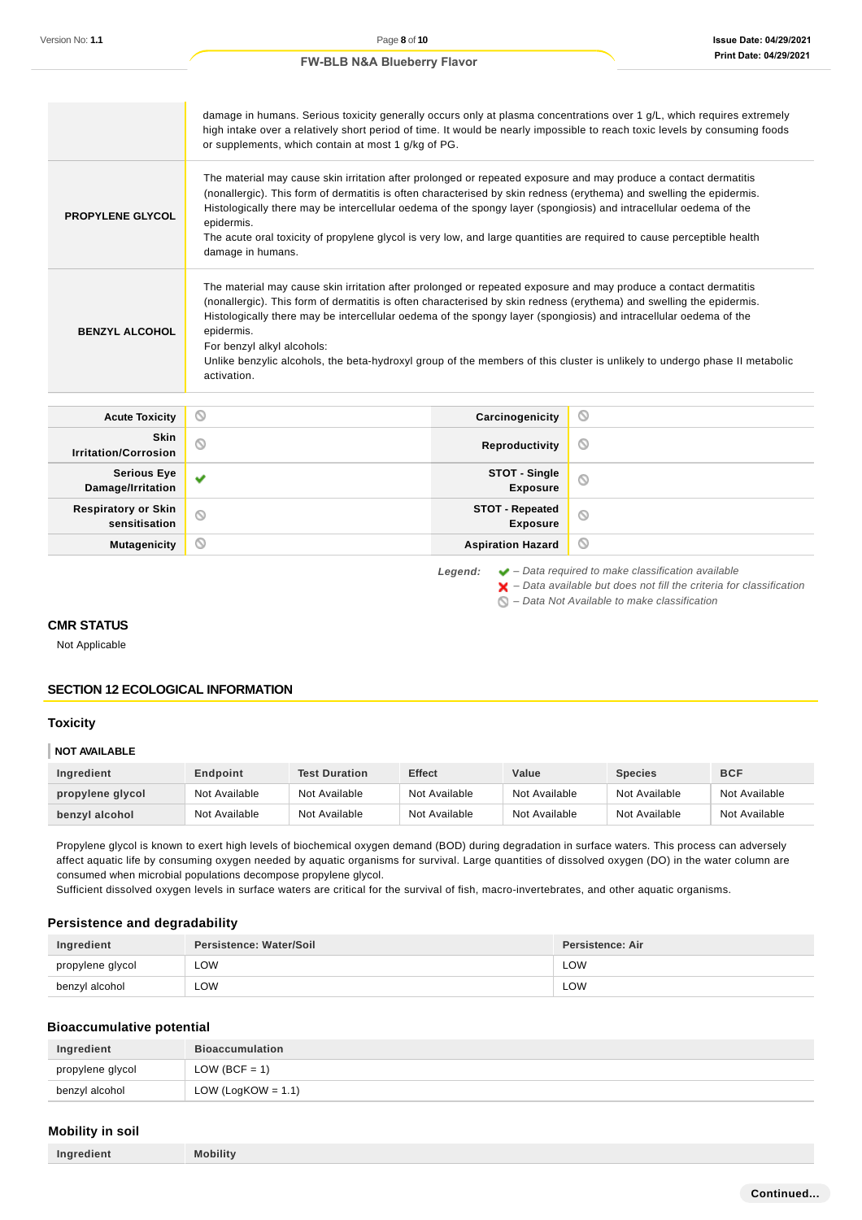| | |
|---|---|
| | damage in humans. Serious toxicity generally occurs only at plasma concentrations over 1 g/L, which requires extremely high intake over a relatively short period of time. It would be nearly impossible to reach toxic levels by consuming foods or supplements, which contain at most 1 g/kg of PG. |
| **PROPYLENE GLYCOL** | The material may cause skin irritation after prolonged or repeated exposure and may produce a contact dermatitis (nonallergic). This form of dermatitis is often characterised by skin redness (erythema) and swelling the epidermis. Histologically there may be intercellular oedema of the spongy layer (spongiosis) and intracellular oedema of the epidermis.<br>The acute oral toxicity of propylene glycol is very low, and large quantities are required to cause perceptible health damage in humans. |
| **BENZYL ALCOHOL** | The material may cause skin irritation after prolonged or repeated exposure and may produce a contact dermatitis (nonallergic). This form of dermatitis is often characterised by skin redness (erythema) and swelling the epidermis. Histologically there may be intercellular oedema of the spongy layer (spongiosis) and intracellular oedema of the epidermis.<br>For benzyl alkyl alcohols:<br>Unlike benzylic alcohols, the beta-hydroxyl group of the members of this cluster is unlikely to undergo phase II metabolic activation. |

| | | | |
|---|---|---|---|
| **Acute Toxicity** | ⊘ | **Carcinogenicity** | ⊘ |
| **Skin Irritation/Corrosion** | ⊘ | **Reproductivity** | ⊘ |
| **Serious Eye Damage/Irritation** | ✔ | **STOT - Single Exposure** | ⊘ |
| **Respiratory or Skin sensitisation** | ⊘ | **STOT - Repeated Exposure** | ⊘ |
| **Mutagenicity** | ⊘ | **Aspiration Hazard** | ⊘ |

***Legend:***
- ✔ *– Data required to make classification available*
- ✘ *– Data available but does not fill the criteria for classification*
- ⊘ *– Data Not Available to make classification*

### CMR STATUS

Not Applicable

## SECTION 12 ECOLOGICAL INFORMATION

### Toxicity

**NOT AVAILABLE**

| Ingredient | Endpoint | Test Duration | Effect | Value | Species | BCF |
|---|---|---|---|---|---|---|
| **propylene glycol** | Not Available | Not Available | Not Available | Not Available | Not Available | Not Available |
| **benzyl alcohol** | Not Available | Not Available | Not Available | Not Available | Not Available | Not Available |

Propylene glycol is known to exert high levels of biochemical oxygen demand (BOD) during degradation in surface waters. This process can adversely affect aquatic life by consuming oxygen needed by aquatic organisms for survival. Large quantities of dissolved oxygen (DO) in the water column are consumed when microbial populations decompose propylene glycol.
Sufficient dissolved oxygen levels in surface waters are critical for the survival of fish, macro-invertebrates, and other aquatic organisms.

### Persistence and degradability

| Ingredient | Persistence: Water/Soil | Persistence: Air |
|---|---|---|
| propylene glycol | LOW | LOW |
| benzyl alcohol | LOW | LOW |

### Bioaccumulative potential

| Ingredient | Bioaccumulation |
|---|---|
| propylene glycol | LOW (BCF = 1) |
| benzyl alcohol | LOW (LogKOW = 1.1) |

### Mobility in soil

| Ingredient | Mobility |
|---|---|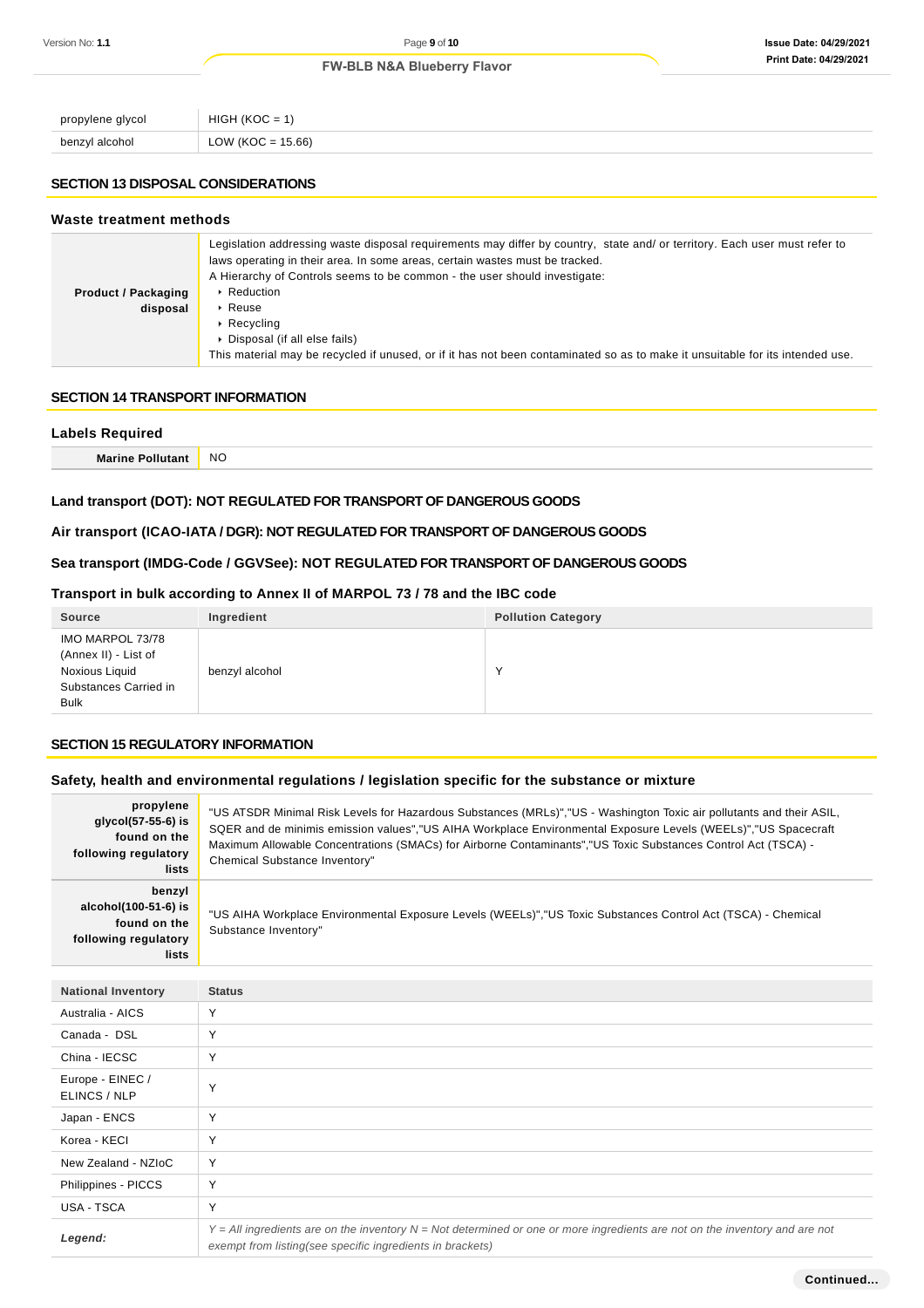| | |
|---|---|
| propylene glycol | HIGH (KOC = 1) |
| benzyl alcohol | LOW (KOC = 15.66) |

## SECTION 13 DISPOSAL CONSIDERATIONS

### Waste treatment methods

| | |
|---|---|
| **Product / Packaging disposal** | Legislation addressing waste disposal requirements may differ by country, state and/ or territory. Each user must refer to laws operating in their area. In some areas, certain wastes must be tracked.<br>A Hierarchy of Controls seems to be common - the user should investigate:<br>▸ Reduction<br>▸ Reuse<br>▸ Recycling<br>▸ Disposal (if all else fails)<br>This material may be recycled if unused, or if it has not been contaminated so as to make it unsuitable for its intended use. |

## SECTION 14 TRANSPORT INFORMATION

### Labels Required

| | |
|---|---|
| **Marine Pollutant** | NO |

### Land transport (DOT): NOT REGULATED FOR TRANSPORT OF DANGEROUS GOODS

### Air transport (ICAO-IATA / DGR): NOT REGULATED FOR TRANSPORT OF DANGEROUS GOODS

### Sea transport (IMDG-Code / GGVSee): NOT REGULATED FOR TRANSPORT OF DANGEROUS GOODS

### Transport in bulk according to Annex II of MARPOL 73 / 78 and the IBC code

| Source | Ingredient | Pollution Category |
|---|---|---|
| IMO MARPOL 73/78 (Annex II) - List of Noxious Liquid Substances Carried in Bulk | benzyl alcohol | Y |

## SECTION 15 REGULATORY INFORMATION

### Safety, health and environmental regulations / legislation specific for the substance or mixture

| | |
|---|---|
| **propylene glycol(57-55-6) is found on the following regulatory lists** | "US ATSDR Minimal Risk Levels for Hazardous Substances (MRLs)","US - Washington Toxic air pollutants and their ASIL, SQER and de minimis emission values","US AIHA Workplace Environmental Exposure Levels (WEELs)","US Spacecraft Maximum Allowable Concentrations (SMACs) for Airborne Contaminants","US Toxic Substances Control Act (TSCA) - Chemical Substance Inventory" |
| **benzyl alcohol(100-51-6) is found on the following regulatory lists** | "US AIHA Workplace Environmental Exposure Levels (WEELs)","US Toxic Substances Control Act (TSCA) - Chemical Substance Inventory" |

| National Inventory | Status |
|---|---|
| Australia - AICS | Y |
| Canada - DSL | Y |
| China - IECSC | Y |
| Europe - EINEC / ELINCS / NLP | Y |
| Japan - ENCS | Y |
| Korea - KECI | Y |
| New Zealand - NZIoC | Y |
| Philippines - PICCS | Y |
| USA - TSCA | Y |
| ***Legend:*** | *Y = All ingredients are on the inventory N = Not determined or one or more ingredients are not on the inventory and are not exempt from listing(see specific ingredients in brackets)* |

**Continued...**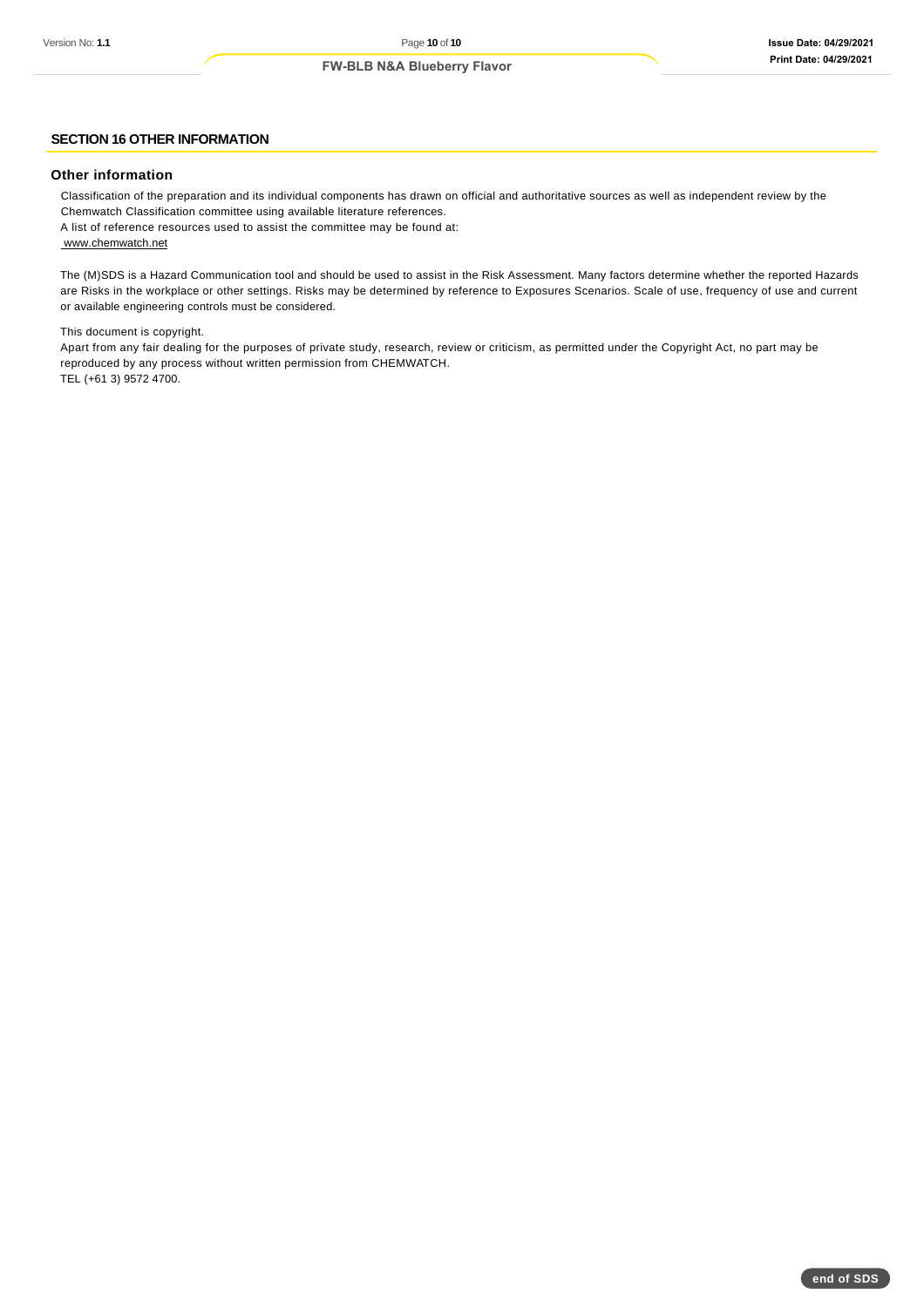## SECTION 16 OTHER INFORMATION

### Other information

Classification of the preparation and its individual components has drawn on official and authoritative sources as well as independent review by the Chemwatch Classification committee using available literature references.
A list of reference resources used to assist the committee may be found at:
www.chemwatch.net

The (M)SDS is a Hazard Communication tool and should be used to assist in the Risk Assessment. Many factors determine whether the reported Hazards are Risks in the workplace or other settings. Risks may be determined by reference to Exposures Scenarios. Scale of use, frequency of use and current or available engineering controls must be considered.

This document is copyright.
Apart from any fair dealing for the purposes of private study, research, review or criticism, as permitted under the Copyright Act, no part may be reproduced by any process without written permission from CHEMWATCH.
TEL (+61 3) 9572 4700.

end of SDS